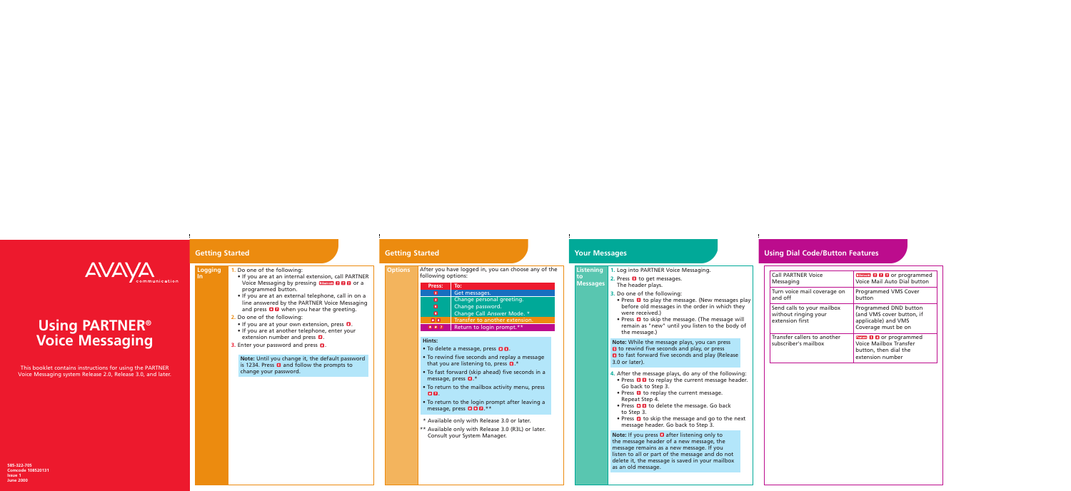AVAYA communication

# Using PARTNER® Voice Messaging

This booklet contains instructions for using the PARTNER Voice Messaging system Release 2.0, Release 3.0, and later.

585-322-705
Comcode 108520131
Issue 1
June 2000

## Getting Started

### Logging In

1. Do one of the following:
   - If you are at an internal extension, call PARTNER Voice Messaging by pressing Intercom 7 7 7 or a programmed button.
   - If you are at an external telephone, call in on a line answered by the PARTNER Voice Messaging and press # # when you hear the greeting.
2. Do one of the following:
   - If you are at your own extension, press #.
   - If you are at another telephone, enter your extension number and press #.
3. Enter your password and press #.

**Note:** Until you change it, the default password is 1234. Press 5 and follow the prompts to change your password.

## Getting Started

### Options

After you have logged in, you can choose any of the following options:

| Press: | To: |
|---|---|
| 1 | Get messages. |
| 4 | Change personal greeting. |
| 5 | Change password. |
| 6 | Change Call Answer Mode. * |
| * 8 | Transfer to another extension. |
| * * 7 | Return to login prompt.** |

**Hints:**

- To delete a message, press * D.
- To rewind five seconds and replay a message that you are listening to, press 5.*
- To fast forward (skip ahead) five seconds in a message, press 6.*
- To return to the mailbox activity menu, press * 7.
- To return to the login prompt after leaving a message, press * * 7.**

\* Available only with Release 3.0 or later.

\** Available only with Release 3.0 (R3L) or later. Consult your System Manager.

## Your Messages

### Listening to Messages

1. Log into PARTNER Voice Messaging.
2. Press 1 to get messages. The header plays.
3. Do one of the following:
   - Press 0 to play the message. (New messages play before old messages in the order in which they were received.)
   - Press # to skip the message. (The message will remain as "new" until you listen to the body of the message.)

**Note:** While the message plays, you can press 5 to rewind five seconds and play, or press 6 to fast forward five seconds and play (Release 3.0 or later).

4. After the message plays, do any of the following:
   - Press 2 3 to replay the current message header. Go back to Step 3.
   - Press 0 to replay the current message. Repeat Step 4.
   - Press * D to delete the message. Go back to Step 3.
   - Press # to skip the message and go to the next message header. Go back to Step 3.

**Note:** If you press # after listening only to the message header of a new message, the message remains as a new message. If you listen to all or part of the message and do not delete it, the message is saved in your mailbox as an old message.

## Using Dial Code/Button Features

| | |
|---|---|
| Call PARTNER Voice Messaging | Intercom 7 7 7 or programmed Voice Mail Auto Dial button |
| Turn voice mail coverage on and off | Programmed VMS Cover button |
| Send calls to your mailbox without ringing your extension first | Programmed DND button (and VMS cover button, if applicable) and VMS Coverage must be on |
| Transfer callers to another subscriber's mailbox | Transfer # # or programmed Voice Mailbox Transfer button, then dial the extension number |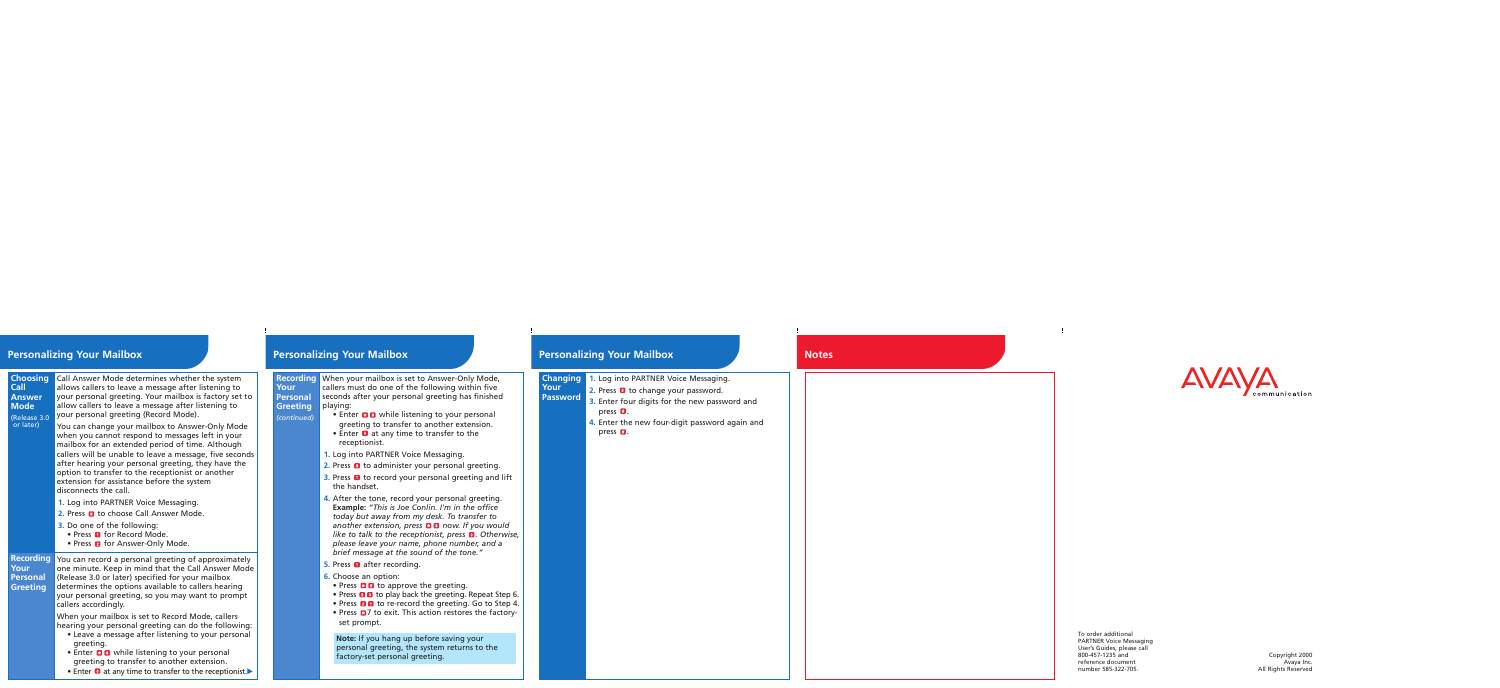## Personalizing Your Mailbox

**Choosing Call Answer Mode**
(Release 3.0 or later)

Call Answer Mode determines whether the system allows callers to leave a message after listening to your personal greeting. Your mailbox is factory set to allow callers to leave a message after listening to your personal greeting (Record Mode).

You can change your mailbox to Answer-Only Mode when you cannot respond to messages left in your mailbox for an extended period of time. Although callers will be unable to leave a message, five seconds after hearing your personal greeting, they have the option to transfer to the receptionist or another extension for assistance before the system disconnects the call.

1. Log into PARTNER Voice Messaging.
2. Press ■ to choose Call Answer Mode.
3. Do one of the following:
   - Press ■ for Record Mode.
   - Press ■ for Answer-Only Mode.

**Recording Your Personal Greeting**

You can record a personal greeting of approximately one minute. Keep in mind that the Call Answer Mode (Release 3.0 or later) specified for your mailbox determines the options available to callers hearing your personal greeting, so you may want to prompt callers accordingly.

When your mailbox is set to Record Mode, callers hearing your personal greeting can do the following:

- Leave a message after listening to your personal greeting.
- Enter ■ ■ while listening to your personal greeting to transfer to another extension.
- Enter ■ at any time to transfer to the receptionist.

## Personalizing Your Mailbox

**Recording Your Personal Greeting** *(continued)*

When your mailbox is set to Answer-Only Mode, callers must do one of the following within five seconds after your personal greeting has finished playing:

- Enter ■ ■ while listening to your personal greeting to transfer to another extension.
- Enter ■ at any time to transfer to the receptionist.

1. Log into PARTNER Voice Messaging.
2. Press ■ to administer your personal greeting.
3. Press ■ to record your personal greeting and lift the handset.
4. After the tone, record your personal greeting. **Example:** *"This is Joe Conlin. I'm in the office today but away from my desk. To transfer to another extension, press ■ ■ now. If you would like to talk to the receptionist, press ■. Otherwise, please leave your name, phone number, and a brief message at the sound of the tone."*
5. Press ■ after recording.
6. Choose an option:
   - Press ■ ■ to approve the greeting.
   - Press ■ ■ to play back the greeting. Repeat Step 6.
   - Press ■ ■ to re-record the greeting. Go to Step 4.
   - Press ■7 to exit. This action restores the factory-set prompt.

**Note:** If you hang up before saving your personal greeting, the system returns to the factory-set personal greeting.

## Personalizing Your Mailbox

**Changing Your Password**

1. Log into PARTNER Voice Messaging.
2. Press ■ to change your password.
3. Enter four digits for the new password and press ■.
4. Enter the new four-digit password again and press ■.

## Notes

AVAYA communication

To order additional PARTNER Voice Messaging User's Guides, please call 800-457-1235 and reference document number 585-322-705.

Copyright 2000
Avaya Inc.
All Rights Reserved